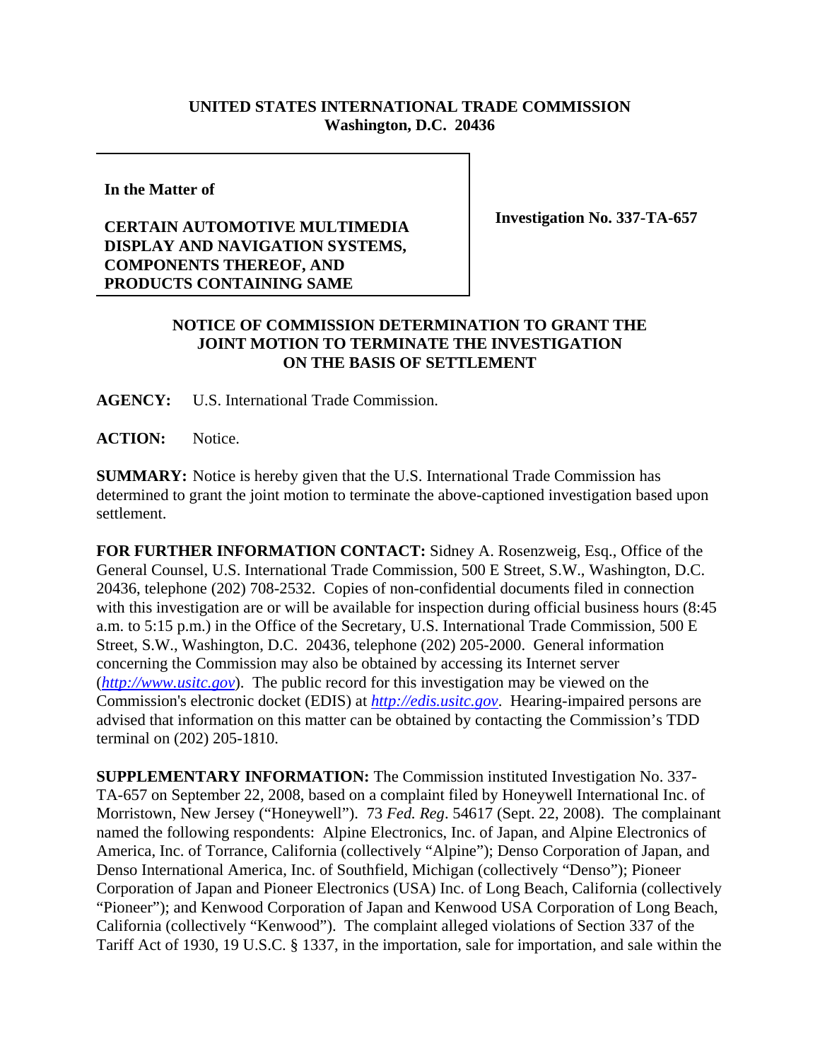**UNITED STATES INTERNATIONAL TRADE COMMISSION**
**Washington, D.C. 20436**

| | |
|---|---|
| **In the Matter of**<br><br>**CERTAIN AUTOMOTIVE MULTIMEDIA DISPLAY AND NAVIGATION SYSTEMS, COMPONENTS THEREOF, AND PRODUCTS CONTAINING SAME** | **Investigation No. 337-TA-657** |

**NOTICE OF COMMISSION DETERMINATION TO GRANT THE JOINT MOTION TO TERMINATE THE INVESTIGATION ON THE BASIS OF SETTLEMENT**

**AGENCY:** U.S. International Trade Commission.

**ACTION:** Notice.

**SUMMARY:** Notice is hereby given that the U.S. International Trade Commission has determined to grant the joint motion to terminate the above-captioned investigation based upon settlement.

**FOR FURTHER INFORMATION CONTACT:** Sidney A. Rosenzweig, Esq., Office of the General Counsel, U.S. International Trade Commission, 500 E Street, S.W., Washington, D.C. 20436, telephone (202) 708-2532. Copies of non-confidential documents filed in connection with this investigation are or will be available for inspection during official business hours (8:45 a.m. to 5:15 p.m.) in the Office of the Secretary, U.S. International Trade Commission, 500 E Street, S.W., Washington, D.C. 20436, telephone (202) 205-2000. General information concerning the Commission may also be obtained by accessing its Internet server (*http://www.usitc.gov*). The public record for this investigation may be viewed on the Commission's electronic docket (EDIS) at *http://edis.usitc.gov*. Hearing-impaired persons are advised that information on this matter can be obtained by contacting the Commission's TDD terminal on (202) 205-1810.

**SUPPLEMENTARY INFORMATION:** The Commission instituted Investigation No. 337-TA-657 on September 22, 2008, based on a complaint filed by Honeywell International Inc. of Morristown, New Jersey ("Honeywell"). 73 *Fed. Reg*. 54617 (Sept. 22, 2008). The complainant named the following respondents: Alpine Electronics, Inc. of Japan, and Alpine Electronics of America, Inc. of Torrance, California (collectively "Alpine"); Denso Corporation of Japan, and Denso International America, Inc. of Southfield, Michigan (collectively "Denso"); Pioneer Corporation of Japan and Pioneer Electronics (USA) Inc. of Long Beach, California (collectively "Pioneer"); and Kenwood Corporation of Japan and Kenwood USA Corporation of Long Beach, California (collectively "Kenwood"). The complaint alleged violations of Section 337 of the Tariff Act of 1930, 19 U.S.C. § 1337, in the importation, sale for importation, and sale within the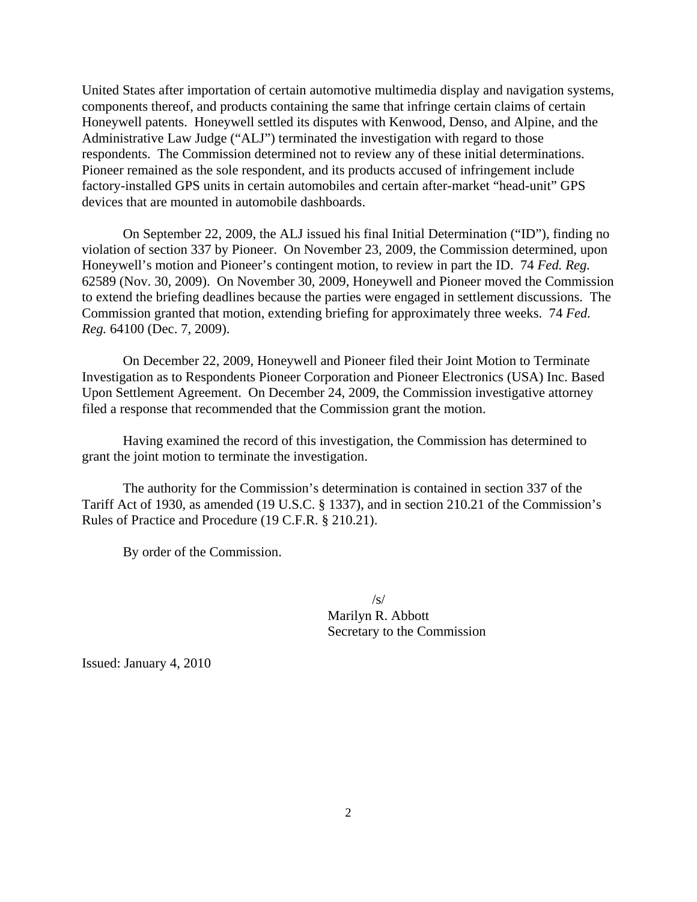United States after importation of certain automotive multimedia display and navigation systems, components thereof, and products containing the same that infringe certain claims of certain Honeywell patents. Honeywell settled its disputes with Kenwood, Denso, and Alpine, and the Administrative Law Judge ("ALJ") terminated the investigation with regard to those respondents. The Commission determined not to review any of these initial determinations. Pioneer remained as the sole respondent, and its products accused of infringement include factory-installed GPS units in certain automobiles and certain after-market "head-unit" GPS devices that are mounted in automobile dashboards.

On September 22, 2009, the ALJ issued his final Initial Determination ("ID"), finding no violation of section 337 by Pioneer. On November 23, 2009, the Commission determined, upon Honeywell's motion and Pioneer's contingent motion, to review in part the ID. 74 *Fed. Reg.* 62589 (Nov. 30, 2009). On November 30, 2009, Honeywell and Pioneer moved the Commission to extend the briefing deadlines because the parties were engaged in settlement discussions. The Commission granted that motion, extending briefing for approximately three weeks. 74 *Fed. Reg.* 64100 (Dec. 7, 2009).

On December 22, 2009, Honeywell and Pioneer filed their Joint Motion to Terminate Investigation as to Respondents Pioneer Corporation and Pioneer Electronics (USA) Inc. Based Upon Settlement Agreement. On December 24, 2009, the Commission investigative attorney filed a response that recommended that the Commission grant the motion.

Having examined the record of this investigation, the Commission has determined to grant the joint motion to terminate the investigation.

The authority for the Commission's determination is contained in section 337 of the Tariff Act of 1930, as amended (19 U.S.C. § 1337), and in section 210.21 of the Commission's Rules of Practice and Procedure (19 C.F.R. § 210.21).

By order of the Commission.

/s/
Marilyn R. Abbott
Secretary to the Commission

Issued: January 4, 2010